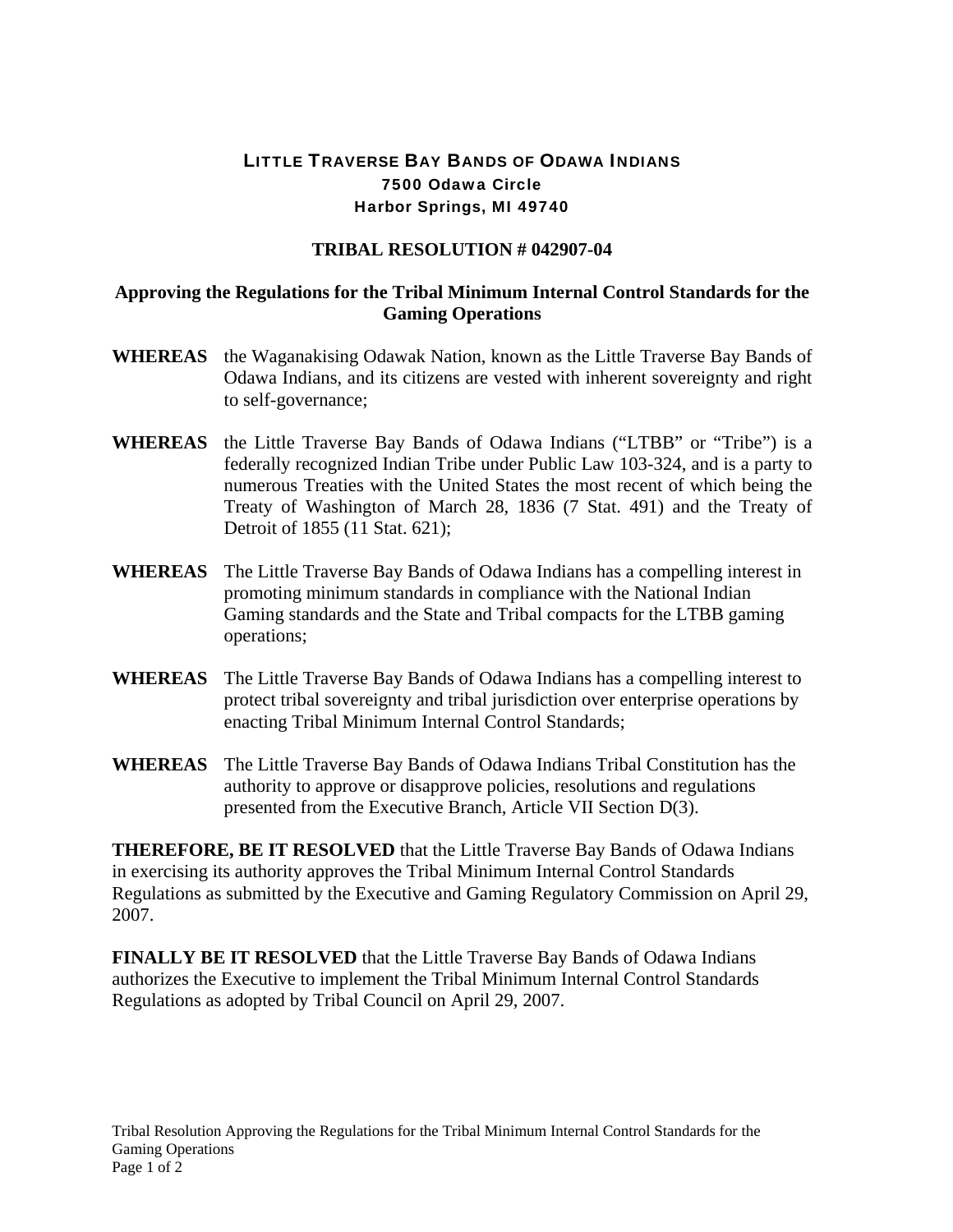# LITTLE TRAVERSE BAY BANDS OF ODAWA INDIANS
**7500 Odawa Circle**
**Harbor Springs, MI 49740**

## TRIBAL RESOLUTION # 042907-04

### Approving the Regulations for the Tribal Minimum Internal Control Standards for the Gaming Operations

**WHEREAS** the Waganakising Odawak Nation, known as the Little Traverse Bay Bands of Odawa Indians, and its citizens are vested with inherent sovereignty and right to self-governance;

**WHEREAS** the Little Traverse Bay Bands of Odawa Indians ("LTBB" or "Tribe") is a federally recognized Indian Tribe under Public Law 103-324, and is a party to numerous Treaties with the United States the most recent of which being the Treaty of Washington of March 28, 1836 (7 Stat. 491) and the Treaty of Detroit of 1855 (11 Stat. 621);

**WHEREAS** The Little Traverse Bay Bands of Odawa Indians has a compelling interest in promoting minimum standards in compliance with the National Indian Gaming standards and the State and Tribal compacts for the LTBB gaming operations;

**WHEREAS** The Little Traverse Bay Bands of Odawa Indians has a compelling interest to protect tribal sovereignty and tribal jurisdiction over enterprise operations by enacting Tribal Minimum Internal Control Standards;

**WHEREAS** The Little Traverse Bay Bands of Odawa Indians Tribal Constitution has the authority to approve or disapprove policies, resolutions and regulations presented from the Executive Branch, Article VII Section D(3).

**THEREFORE, BE IT RESOLVED** that the Little Traverse Bay Bands of Odawa Indians in exercising its authority approves the Tribal Minimum Internal Control Standards Regulations as submitted by the Executive and Gaming Regulatory Commission on April 29, 2007.

**FINALLY BE IT RESOLVED** that the Little Traverse Bay Bands of Odawa Indians authorizes the Executive to implement the Tribal Minimum Internal Control Standards Regulations as adopted by Tribal Council on April 29, 2007.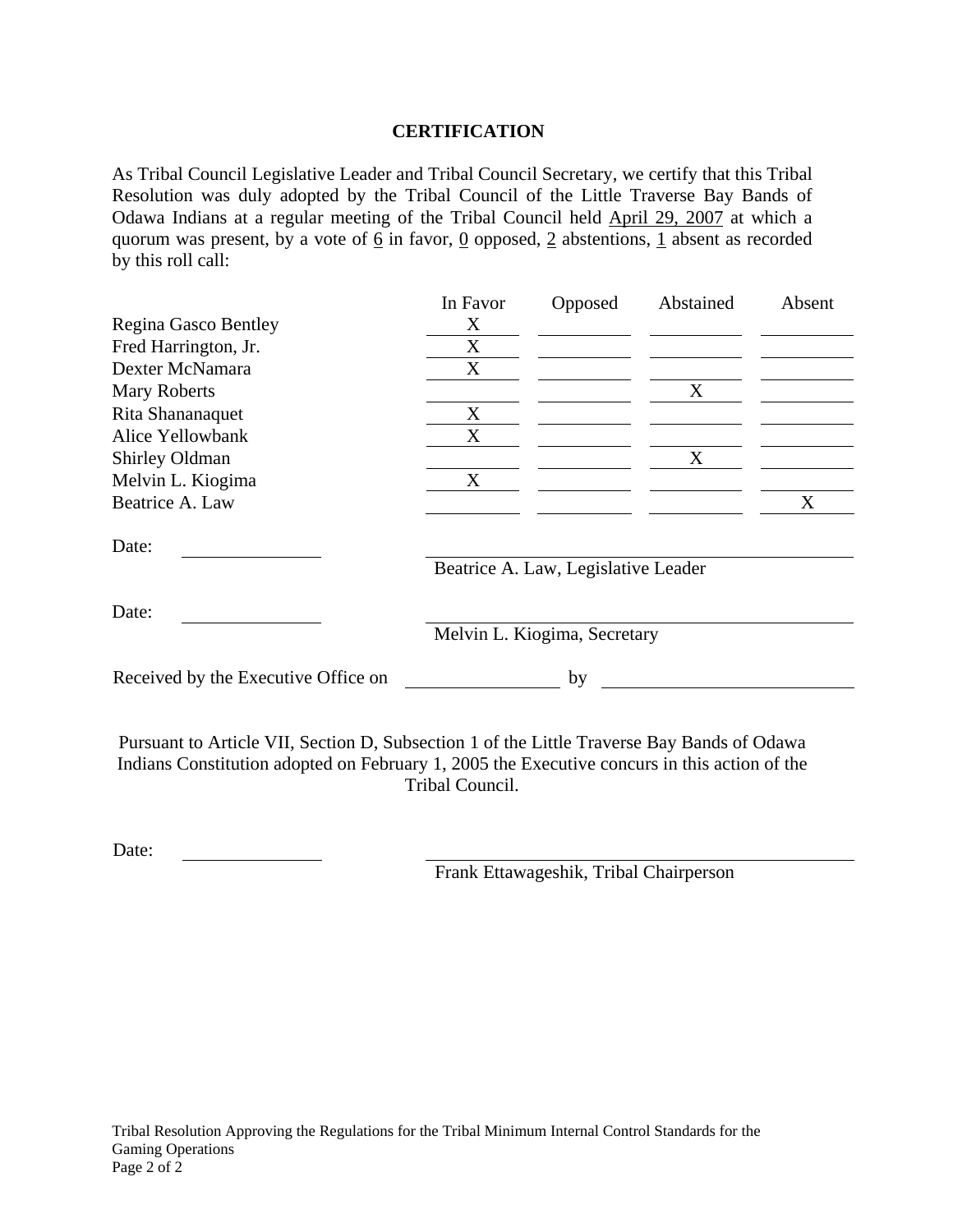**CERTIFICATION**

As Tribal Council Legislative Leader and Tribal Council Secretary, we certify that this Tribal Resolution was duly adopted by the Tribal Council of the Little Traverse Bay Bands of Odawa Indians at a regular meeting of the Tribal Council held April 29, 2007 at which a quorum was present, by a vote of 6 in favor, 0 opposed, 2 abstentions, 1 absent as recorded by this roll call:

| | In Favor | Opposed | Abstained | Absent |
|---|---|---|---|---|
| Regina Gasco Bentley | X | | | |
| Fred Harrington, Jr. | X | | | |
| Dexter McNamara | X | | | |
| Mary Roberts | | | X | |
| Rita Shananaquet | X | | | |
| Alice Yellowbank | X | | | |
| Shirley Oldman | | | X | |
| Melvin L. Kiogima | X | | | |
| Beatrice A. Law | | | | X |

Date: ______________ ______________________________
Beatrice A. Law, Legislative Leader

Date: ______________ ______________________________
Melvin L. Kiogima, Secretary

Received by the Executive Office on ______________ by ______________________

Pursuant to Article VII, Section D, Subsection 1 of the Little Traverse Bay Bands of Odawa Indians Constitution adopted on February 1, 2005 the Executive concurs in this action of the Tribal Council.

Date: ______________ ______________________________
Frank Ettawageshik, Tribal Chairperson

Tribal Resolution Approving the Regulations for the Tribal Minimum Internal Control Standards for the Gaming Operations